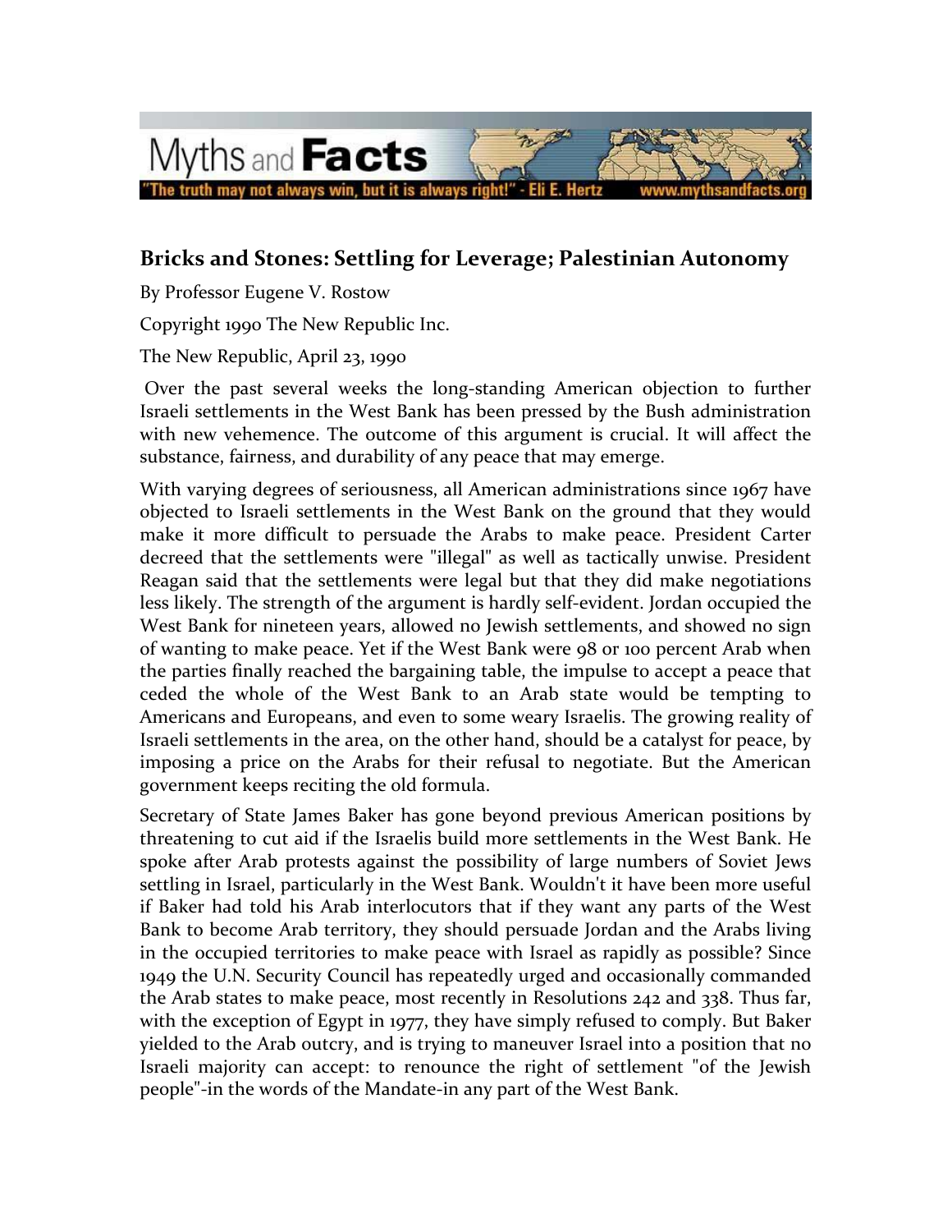## Bricks and Stones: Settling for Leverage; Palestinian Autonomy

By Professor Eugene V. Rostow

Copyright 1990 The New Republic Inc.

The New Republic, April 23, 1990

Over the past several weeks the long-standing American objection to further Israeli settlements in the West Bank has been pressed by the Bush administration with new vehemence. The outcome of this argument is crucial. It will affect the substance, fairness, and durability of any peace that may emerge.

With varying degrees of seriousness, all American administrations since 1967 have objected to Israeli settlements in the West Bank on the ground that they would make it more difficult to persuade the Arabs to make peace. President Carter decreed that the settlements were "illegal" as well as tactically unwise. President Reagan said that the settlements were legal but that they did make negotiations less likely. The strength of the argument is hardly self-evident. Jordan occupied the West Bank for nineteen years, allowed no Jewish settlements, and showed no sign of wanting to make peace. Yet if the West Bank were 98 or 100 percent Arab when the parties finally reached the bargaining table, the impulse to accept a peace that ceded the whole of the West Bank to an Arab state would be tempting to Americans and Europeans, and even to some weary Israelis. The growing reality of Israeli settlements in the area, on the other hand, should be a catalyst for peace, by imposing a price on the Arabs for their refusal to negotiate. But the American government keeps reciting the old formula.

Secretary of State James Baker has gone beyond previous American positions by threatening to cut aid if the Israelis build more settlements in the West Bank. He spoke after Arab protests against the possibility of large numbers of Soviet Jews settling in Israel, particularly in the West Bank. Wouldn't it have been more useful if Baker had told his Arab interlocutors that if they want any parts of the West Bank to become Arab territory, they should persuade Jordan and the Arabs living in the occupied territories to make peace with Israel as rapidly as possible? Since 1949 the U.N. Security Council has repeatedly urged and occasionally commanded the Arab states to make peace, most recently in Resolutions 242 and 338. Thus far, with the exception of Egypt in 1977, they have simply refused to comply. But Baker yielded to the Arab outcry, and is trying to maneuver Israel into a position that no Israeli majority can accept: to renounce the right of settlement "of the Jewish people"-in the words of the Mandate-in any part of the West Bank.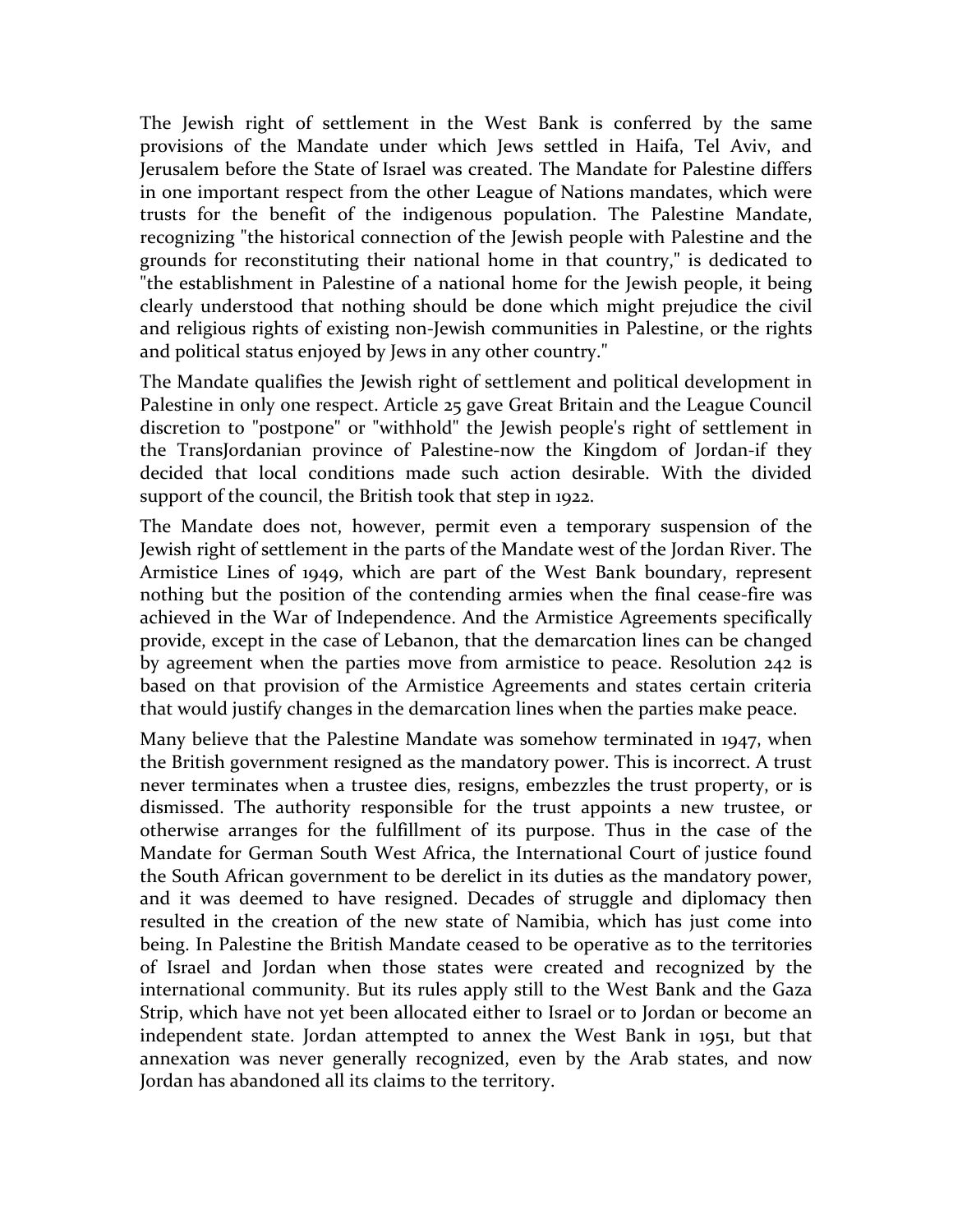The Jewish right of settlement in the West Bank is conferred by the same provisions of the Mandate under which Jews settled in Haifa, Tel Aviv, and Jerusalem before the State of Israel was created. The Mandate for Palestine differs in one important respect from the other League of Nations mandates, which were trusts for the benefit of the indigenous population. The Palestine Mandate, recognizing "the historical connection of the Jewish people with Palestine and the grounds for reconstituting their national home in that country," is dedicated to "the establishment in Palestine of a national home for the Jewish people, it being clearly understood that nothing should be done which might prejudice the civil and religious rights of existing non-Jewish communities in Palestine, or the rights and political status enjoyed by Jews in any other country."

The Mandate qualifies the Jewish right of settlement and political development in Palestine in only one respect. Article 25 gave Great Britain and the League Council discretion to "postpone" or "withhold" the Jewish people's right of settlement in the TransJordanian province of Palestine-now the Kingdom of Jordan-if they decided that local conditions made such action desirable. With the divided support of the council, the British took that step in 1922.

The Mandate does not, however, permit even a temporary suspension of the Jewish right of settlement in the parts of the Mandate west of the Jordan River. The Armistice Lines of 1949, which are part of the West Bank boundary, represent nothing but the position of the contending armies when the final cease-fire was achieved in the War of Independence. And the Armistice Agreements specifically provide, except in the case of Lebanon, that the demarcation lines can be changed by agreement when the parties move from armistice to peace. Resolution 242 is based on that provision of the Armistice Agreements and states certain criteria that would justify changes in the demarcation lines when the parties make peace.

Many believe that the Palestine Mandate was somehow terminated in 1947, when the British government resigned as the mandatory power. This is incorrect. A trust never terminates when a trustee dies, resigns, embezzles the trust property, or is dismissed. The authority responsible for the trust appoints a new trustee, or otherwise arranges for the fulfillment of its purpose. Thus in the case of the Mandate for German South West Africa, the International Court of justice found the South African government to be derelict in its duties as the mandatory power, and it was deemed to have resigned. Decades of struggle and diplomacy then resulted in the creation of the new state of Namibia, which has just come into being. In Palestine the British Mandate ceased to be operative as to the territories of Israel and Jordan when those states were created and recognized by the international community. But its rules apply still to the West Bank and the Gaza Strip, which have not yet been allocated either to Israel or to Jordan or become an independent state. Jordan attempted to annex the West Bank in 1951, but that annexation was never generally recognized, even by the Arab states, and now Jordan has abandoned all its claims to the territory.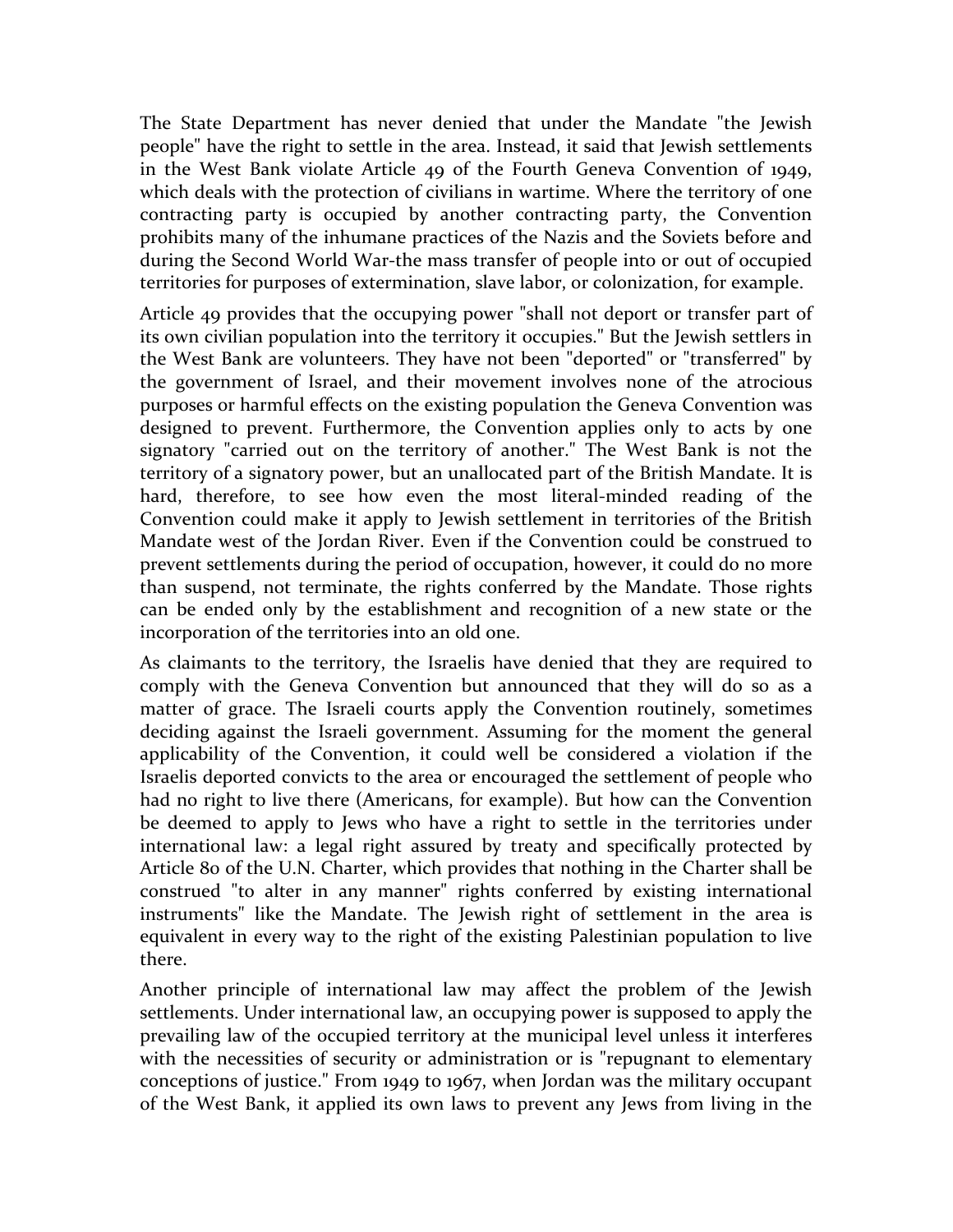The State Department has never denied that under the Mandate "the Jewish people" have the right to settle in the area. Instead, it said that Jewish settlements in the West Bank violate Article 49 of the Fourth Geneva Convention of 1949, which deals with the protection of civilians in wartime. Where the territory of one contracting party is occupied by another contracting party, the Convention prohibits many of the inhumane practices of the Nazis and the Soviets before and during the Second World War-the mass transfer of people into or out of occupied territories for purposes of extermination, slave labor, or colonization, for example.

Article 49 provides that the occupying power "shall not deport or transfer part of its own civilian population into the territory it occupies." But the Jewish settlers in the West Bank are volunteers. They have not been "deported" or "transferred" by the government of Israel, and their movement involves none of the atrocious purposes or harmful effects on the existing population the Geneva Convention was designed to prevent. Furthermore, the Convention applies only to acts by one signatory "carried out on the territory of another." The West Bank is not the territory of a signatory power, but an unallocated part of the British Mandate. It is hard, therefore, to see how even the most literal-minded reading of the Convention could make it apply to Jewish settlement in territories of the British Mandate west of the Jordan River. Even if the Convention could be construed to prevent settlements during the period of occupation, however, it could do no more than suspend, not terminate, the rights conferred by the Mandate. Those rights can be ended only by the establishment and recognition of a new state or the incorporation of the territories into an old one.

As claimants to the territory, the Israelis have denied that they are required to comply with the Geneva Convention but announced that they will do so as a matter of grace. The Israeli courts apply the Convention routinely, sometimes deciding against the Israeli government. Assuming for the moment the general applicability of the Convention, it could well be considered a violation if the Israelis deported convicts to the area or encouraged the settlement of people who had no right to live there (Americans, for example). But how can the Convention be deemed to apply to Jews who have a right to settle in the territories under international law: a legal right assured by treaty and specifically protected by Article 80 of the U.N. Charter, which provides that nothing in the Charter shall be construed "to alter in any manner" rights conferred by existing international instruments" like the Mandate. The Jewish right of settlement in the area is equivalent in every way to the right of the existing Palestinian population to live there.

Another principle of international law may affect the problem of the Jewish settlements. Under international law, an occupying power is supposed to apply the prevailing law of the occupied territory at the municipal level unless it interferes with the necessities of security or administration or is "repugnant to elementary conceptions of justice." From 1949 to 1967, when Jordan was the military occupant of the West Bank, it applied its own laws to prevent any Jews from living in the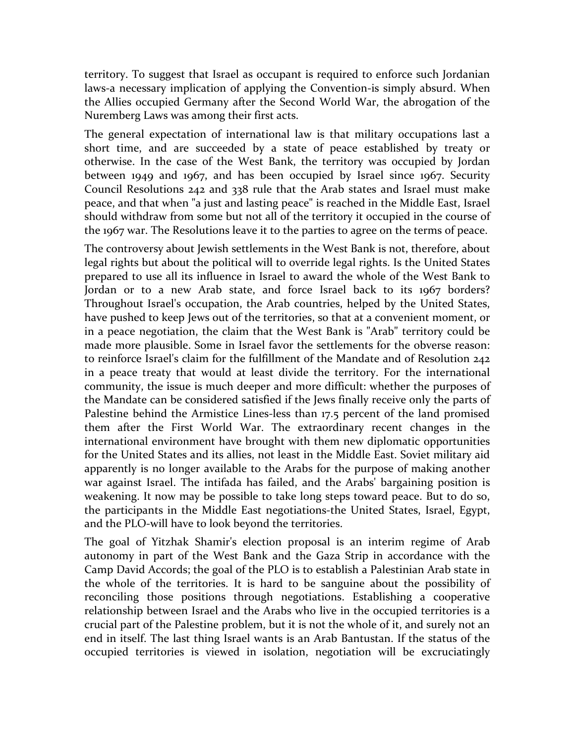territory. To suggest that Israel as occupant is required to enforce such Jordanian laws-a necessary implication of applying the Convention-is simply absurd. When the Allies occupied Germany after the Second World War, the abrogation of the Nuremberg Laws was among their first acts.

The general expectation of international law is that military occupations last a short time, and are succeeded by a state of peace established by treaty or otherwise. In the case of the West Bank, the territory was occupied by Jordan between 1949 and 1967, and has been occupied by Israel since 1967. Security Council Resolutions 242 and 338 rule that the Arab states and Israel must make peace, and that when "a just and lasting peace" is reached in the Middle East, Israel should withdraw from some but not all of the territory it occupied in the course of the 1967 war. The Resolutions leave it to the parties to agree on the terms of peace.

The controversy about Jewish settlements in the West Bank is not, therefore, about legal rights but about the political will to override legal rights. Is the United States prepared to use all its influence in Israel to award the whole of the West Bank to Jordan or to a new Arab state, and force Israel back to its 1967 borders? Throughout Israel's occupation, the Arab countries, helped by the United States, have pushed to keep Jews out of the territories, so that at a convenient moment, or in a peace negotiation, the claim that the West Bank is "Arab" territory could be made more plausible. Some in Israel favor the settlements for the obverse reason: to reinforce Israel's claim for the fulfillment of the Mandate and of Resolution 242 in a peace treaty that would at least divide the territory. For the international community, the issue is much deeper and more difficult: whether the purposes of the Mandate can be considered satisfied if the Jews finally receive only the parts of Palestine behind the Armistice Lines-less than 17.5 percent of the land promised them after the First World War. The extraordinary recent changes in the international environment have brought with them new diplomatic opportunities for the United States and its allies, not least in the Middle East. Soviet military aid apparently is no longer available to the Arabs for the purpose of making another war against Israel. The intifada has failed, and the Arabs' bargaining position is weakening. It now may be possible to take long steps toward peace. But to do so, the participants in the Middle East negotiations-the United States, Israel, Egypt, and the PLO-will have to look beyond the territories.

The goal of Yitzhak Shamir's election proposal is an interim regime of Arab autonomy in part of the West Bank and the Gaza Strip in accordance with the Camp David Accords; the goal of the PLO is to establish a Palestinian Arab state in the whole of the territories. It is hard to be sanguine about the possibility of reconciling those positions through negotiations. Establishing a cooperative relationship between Israel and the Arabs who live in the occupied territories is a crucial part of the Palestine problem, but it is not the whole of it, and surely not an end in itself. The last thing Israel wants is an Arab Bantustan. If the status of the occupied territories is viewed in isolation, negotiation will be excruciatingly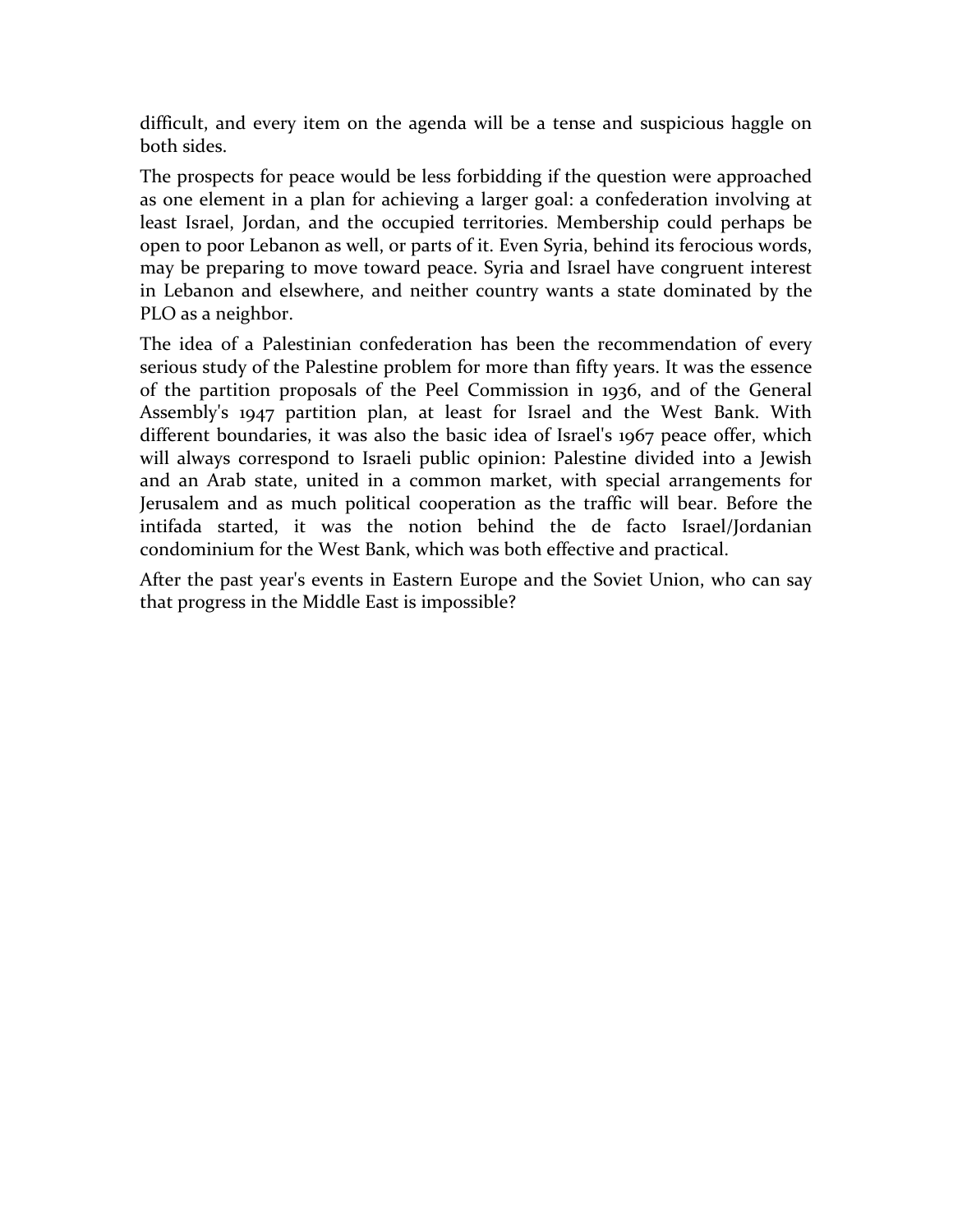difficult, and every item on the agenda will be a tense and suspicious haggle on both sides.

The prospects for peace would be less forbidding if the question were approached as one element in a plan for achieving a larger goal: a confederation involving at least Israel, Jordan, and the occupied territories. Membership could perhaps be open to poor Lebanon as well, or parts of it. Even Syria, behind its ferocious words, may be preparing to move toward peace. Syria and Israel have congruent interest in Lebanon and elsewhere, and neither country wants a state dominated by the PLO as a neighbor.

The idea of a Palestinian confederation has been the recommendation of every serious study of the Palestine problem for more than fifty years. It was the essence of the partition proposals of the Peel Commission in 1936, and of the General Assembly's 1947 partition plan, at least for Israel and the West Bank. With different boundaries, it was also the basic idea of Israel's 1967 peace offer, which will always correspond to Israeli public opinion: Palestine divided into a Jewish and an Arab state, united in a common market, with special arrangements for Jerusalem and as much political cooperation as the traffic will bear. Before the intifada started, it was the notion behind the de facto Israel/Jordanian condominium for the West Bank, which was both effective and practical.

After the past year's events in Eastern Europe and the Soviet Union, who can say that progress in the Middle East is impossible?